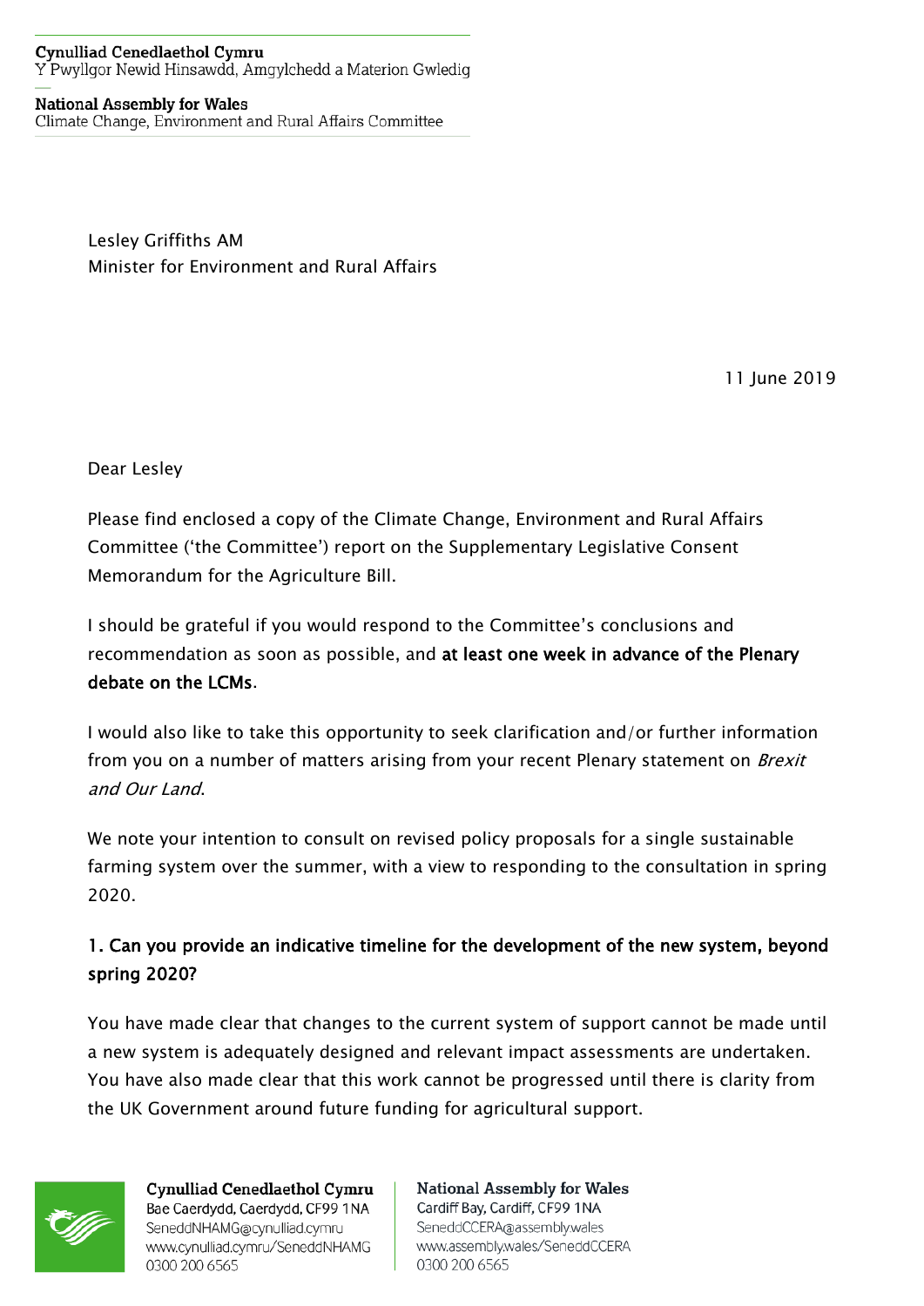**Cynulliad Cenedlaethol Cymru**
Y Pwyllgor Newid Hinsawdd, Amgylchedd a Materion Gwledig

**National Assembly for Wales**
Climate Change, Environment and Rural Affairs Committee

Lesley Griffiths AM
Minister for Environment and Rural Affairs

11 June 2019

Dear Lesley

Please find enclosed a copy of the Climate Change, Environment and Rural Affairs Committee ('the Committee') report on the Supplementary Legislative Consent Memorandum for the Agriculture Bill.

I should be grateful if you would respond to the Committee's conclusions and recommendation as soon as possible, and **at least one week in advance of the Plenary debate on the LCMs**.

I would also like to take this opportunity to seek clarification and/or further information from you on a number of matters arising from your recent Plenary statement on *Brexit and Our Land*.

We note your intention to consult on revised policy proposals for a single sustainable farming system over the summer, with a view to responding to the consultation in spring 2020.

**1. Can you provide an indicative timeline for the development of the new system, beyond spring 2020?**

You have made clear that changes to the current system of support cannot be made until a new system is adequately designed and relevant impact assessments are undertaken. You have also made clear that this work cannot be progressed until there is clarity from the UK Government around future funding for agricultural support.

**Cynulliad Cenedlaethol Cymru**
Bae Caerdydd, Caerdydd, CF99 1NA
SeneddNHAMG@cynulliad.cymru
www.cynulliad.cymru/SeneddNHAMG
0300 200 6565

**National Assembly for Wales**
Cardiff Bay, Cardiff, CF99 1NA
SeneddCCERA@assembly.wales
www.assembly.wales/SeneddCCERA
0300 200 6565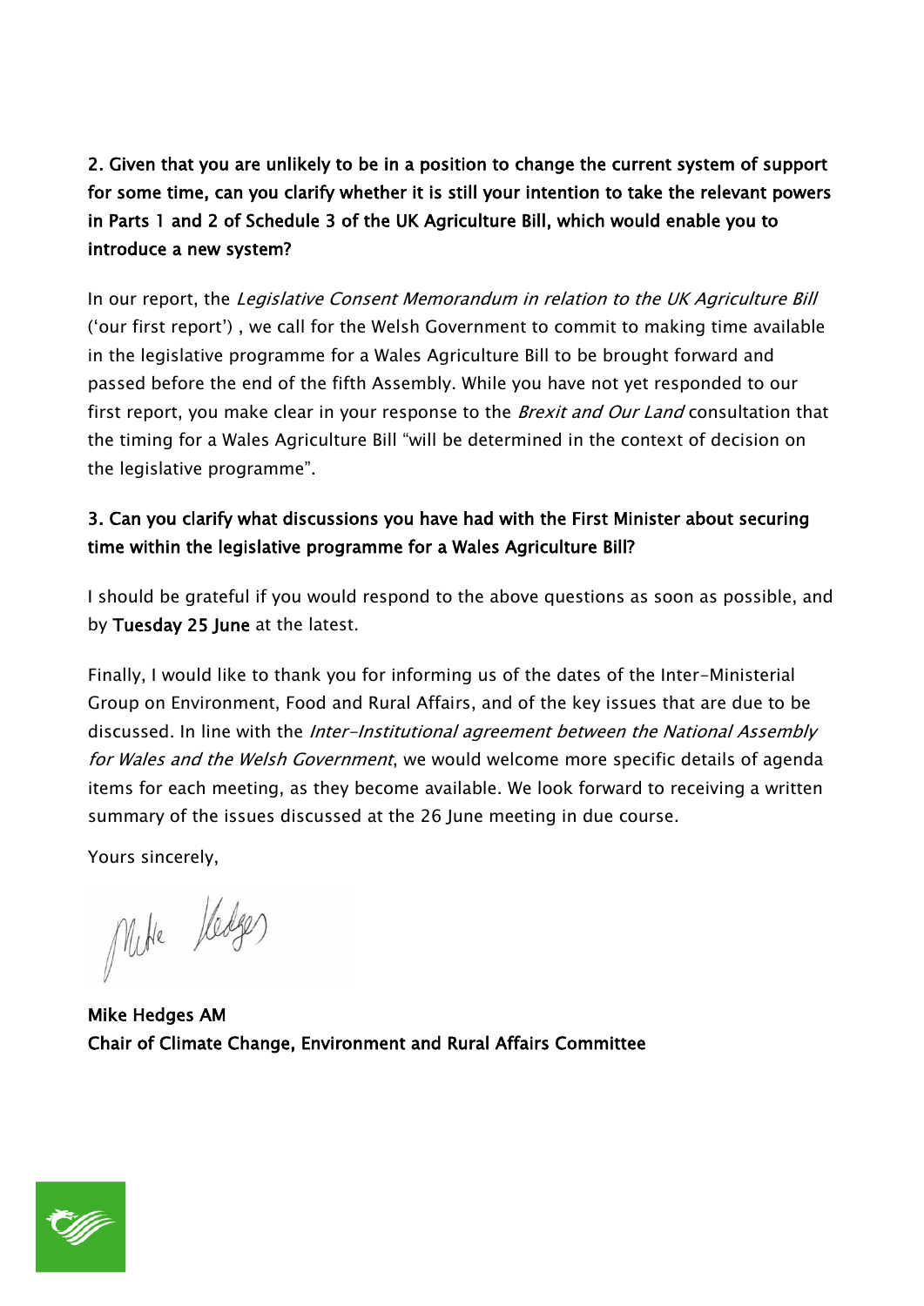**2. Given that you are unlikely to be in a position to change the current system of support for some time, can you clarify whether it is still your intention to take the relevant powers in Parts 1 and 2 of Schedule 3 of the UK Agriculture Bill, which would enable you to introduce a new system?**

In our report, the *Legislative Consent Memorandum in relation to the UK Agriculture Bill* ('our first report') , we call for the Welsh Government to commit to making time available in the legislative programme for a Wales Agriculture Bill to be brought forward and passed before the end of the fifth Assembly. While you have not yet responded to our first report, you make clear in your response to the *Brexit and Our Land* consultation that the timing for a Wales Agriculture Bill "will be determined in the context of decision on the legislative programme".

**3. Can you clarify what discussions you have had with the First Minister about securing time within the legislative programme for a Wales Agriculture Bill?**

I should be grateful if you would respond to the above questions as soon as possible, and by **Tuesday 25 June** at the latest.

Finally, I would like to thank you for informing us of the dates of the Inter-Ministerial Group on Environment, Food and Rural Affairs, and of the key issues that are due to be discussed. In line with the *Inter-Institutional agreement between the National Assembly for Wales and the Welsh Government*, we would welcome more specific details of agenda items for each meeting, as they become available. We look forward to receiving a written summary of the issues discussed at the 26 June meeting in due course.

Yours sincerely,

**Mike Hedges AM**
**Chair of Climate Change, Environment and Rural Affairs Committee**